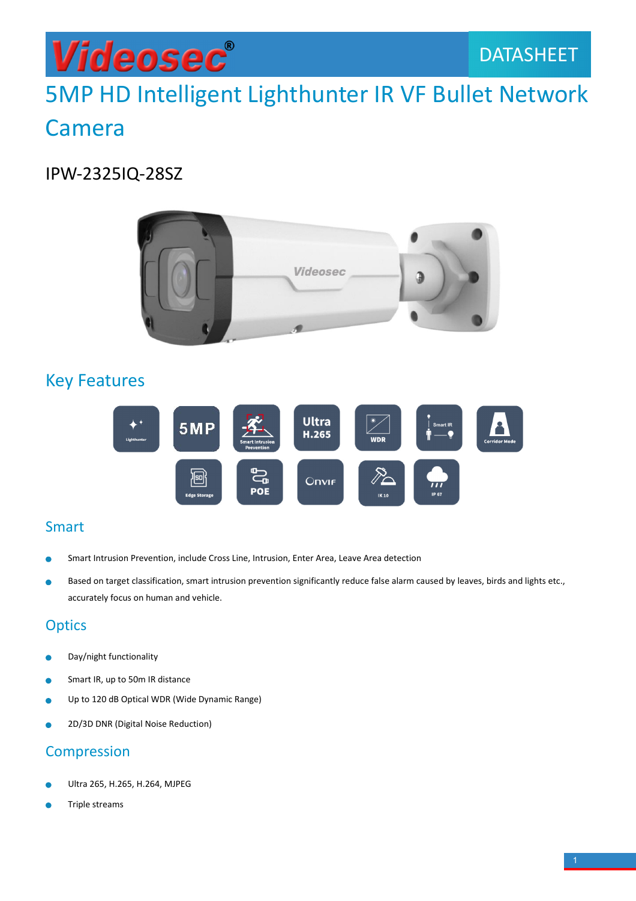Videosec® DATASHEET

# 5MP HD Intelligent Lighthunter IR VF Bullet Network Camera

## IPW-2325IQ-28SZ

## Key Features

## Smart

- Smart Intrusion Prevention, include Cross Line, Intrusion, Enter Area, Leave Area detection
- Based on target classification, smart intrusion prevention significantly reduce false alarm caused by leaves, birds and lights etc., accurately focus on human and vehicle.

## Optics

- Day/night functionality
- Smart IR, up to 50m IR distance
- Up to 120 dB Optical WDR (Wide Dynamic Range)
- 2D/3D DNR (Digital Noise Reduction)

## Compression

- Ultra 265, H.265, H.264, MJPEG
- Triple streams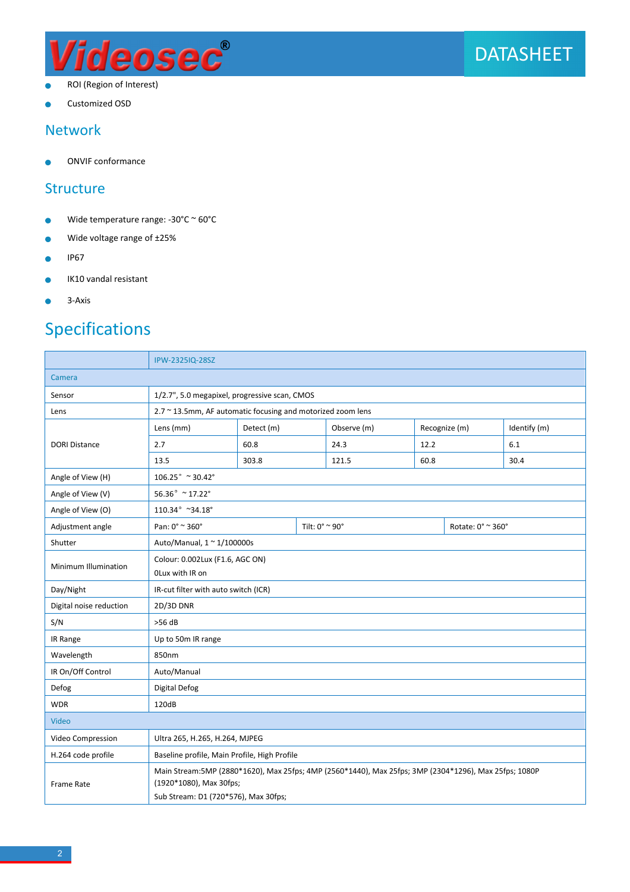- ROI (Region of Interest)
- Customized OSD

## Network

- ONVIF conformance

## Structure

- Wide temperature range: -30°C ~ 60°C
- Wide voltage range of ±25%
- IP67
- IK10 vandal resistant
- 3-Axis

# Specifications

| | IPW-2325IQ-28SZ | | | | |
|---|---|---|---|---|---|
| **Camera** | | | | | |
| Sensor | 1/2.7", 5.0 megapixel, progressive scan, CMOS | | | | |
| Lens | 2.7 ~ 13.5mm, AF automatic focusing and motorized zoom lens | | | | |
| DORI Distance | Lens (mm) | Detect (m) | Observe (m) | Recognize (m) | Identify (m) |
| | 2.7 | 60.8 | 24.3 | 12.2 | 6.1 |
| | 13.5 | 303.8 | 121.5 | 60.8 | 30.4 |
| Angle of View (H) | 106.25° ~30.42° | | | | |
| Angle of View (V) | 56.36° ~17.22° | | | | |
| Angle of View (O) | 110.34° ~34.18° | | | | |
| Adjustment angle | Pan: 0° ~ 360° | Tilt: 0° ~ 90° | Rotate: 0° ~ 360° | | |
| Shutter | Auto/Manual, 1 ~ 1/100000s | | | | |
| Minimum Illumination | Colour: 0.002Lux (F1.6, AGC ON)<br>0Lux with IR on | | | | |
| Day/Night | IR-cut filter with auto switch (ICR) | | | | |
| Digital noise reduction | 2D/3D DNR | | | | |
| S/N | >56 dB | | | | |
| IR Range | Up to 50m IR range | | | | |
| Wavelength | 850nm | | | | |
| IR On/Off Control | Auto/Manual | | | | |
| Defog | Digital Defog | | | | |
| WDR | 120dB | | | | |
| **Video** | | | | | |
| Video Compression | Ultra 265, H.265, H.264, MJPEG | | | | |
| H.264 code profile | Baseline profile, Main Profile, High Profile | | | | |
| Frame Rate | Main Stream:5MP (2880*1620), Max 25fps; 4MP (2560*1440), Max 25fps; 3MP (2304*1296), Max 25fps; 1080P (1920*1080), Max 30fps;<br>Sub Stream: D1 (720*576), Max 30fps; | | | | |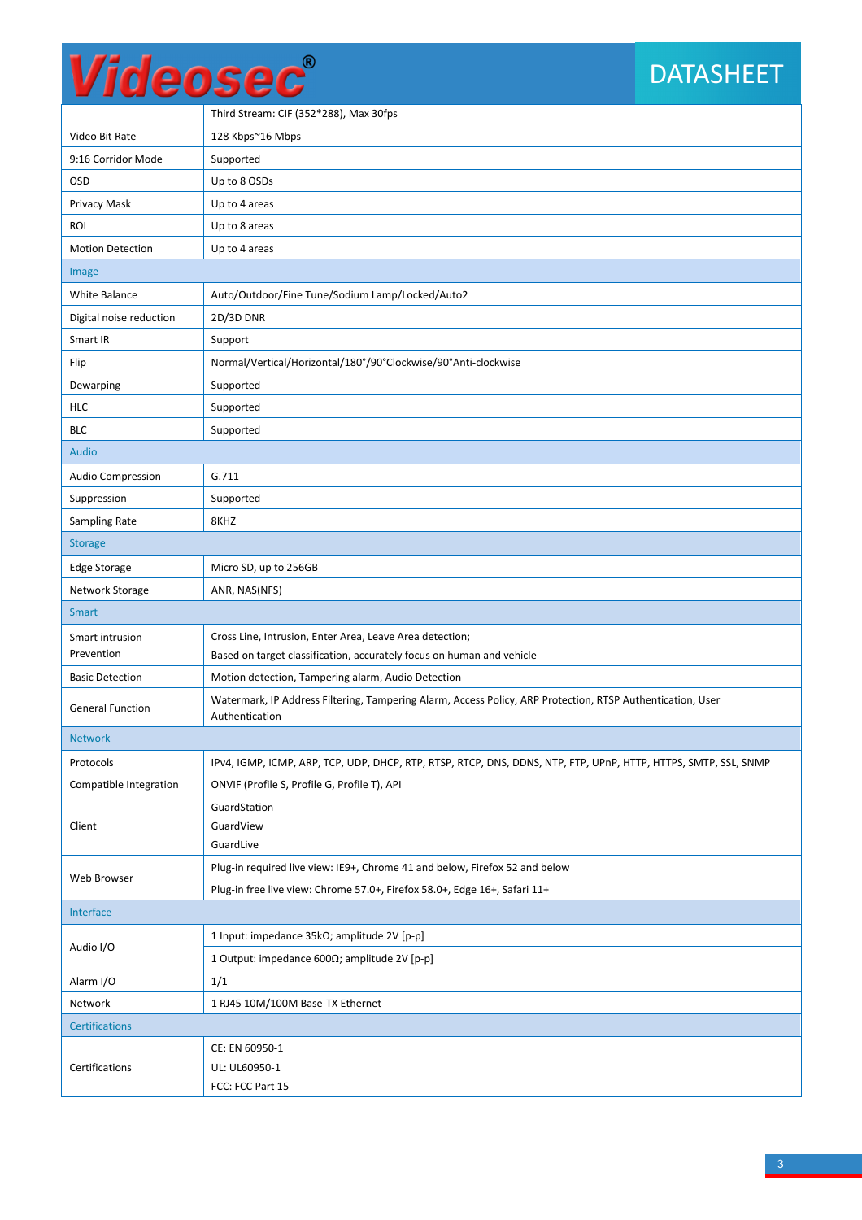| | |
|---|---|
| | Third Stream: CIF (352*288), Max 30fps |
| Video Bit Rate | 128 Kbps~16 Mbps |
| 9:16 Corridor Mode | Supported |
| OSD | Up to 8 OSDs |
| Privacy Mask | Up to 4 areas |
| ROI | Up to 8 areas |
| Motion Detection | Up to 4 areas |
| **Image** | |
| White Balance | Auto/Outdoor/Fine Tune/Sodium Lamp/Locked/Auto2 |
| Digital noise reduction | 2D/3D DNR |
| Smart IR | Support |
| Flip | Normal/Vertical/Horizontal/180°/90°Clockwise/90°Anti-clockwise |
| Dewarping | Supported |
| HLC | Supported |
| BLC | Supported |
| **Audio** | |
| Audio Compression | G.711 |
| Suppression | Supported |
| Sampling Rate | 8KHZ |
| **Storage** | |
| Edge Storage | Micro SD, up to 256GB |
| Network Storage | ANR, NAS(NFS) |
| **Smart** | |
| Smart intrusion Prevention | Cross Line, Intrusion, Enter Area, Leave Area detection;<br>Based on target classification, accurately focus on human and vehicle |
| Basic Detection | Motion detection, Tampering alarm, Audio Detection |
| General Function | Watermark, IP Address Filtering, Tampering Alarm, Access Policy, ARP Protection, RTSP Authentication, User Authentication |
| **Network** | |
| Protocols | IPv4, IGMP, ICMP, ARP, TCP, UDP, DHCP, RTP, RTSP, RTCP, DNS, DDNS, NTP, FTP, UPnP, HTTP, HTTPS, SMTP, SSL, SNMP |
| Compatible Integration | ONVIF (Profile S, Profile G, Profile T), API |
| Client | GuardStation<br>GuardView<br>GuardLive |
| Web Browser | Plug-in required live view: IE9+, Chrome 41 and below, Firefox 52 and below |
| | Plug-in free live view: Chrome 57.0+, Firefox 58.0+, Edge 16+, Safari 11+ |
| **Interface** | |
| Audio I/O | 1 Input: impedance 35kΩ; amplitude 2V [p-p] |
| | 1 Output: impedance 600Ω; amplitude 2V [p-p] |
| Alarm I/O | 1/1 |
| Network | 1 RJ45 10M/100M Base-TX Ethernet |
| **Certifications** | |
| Certifications | CE: EN 60950-1<br>UL: UL60950-1<br>FCC: FCC Part 15 |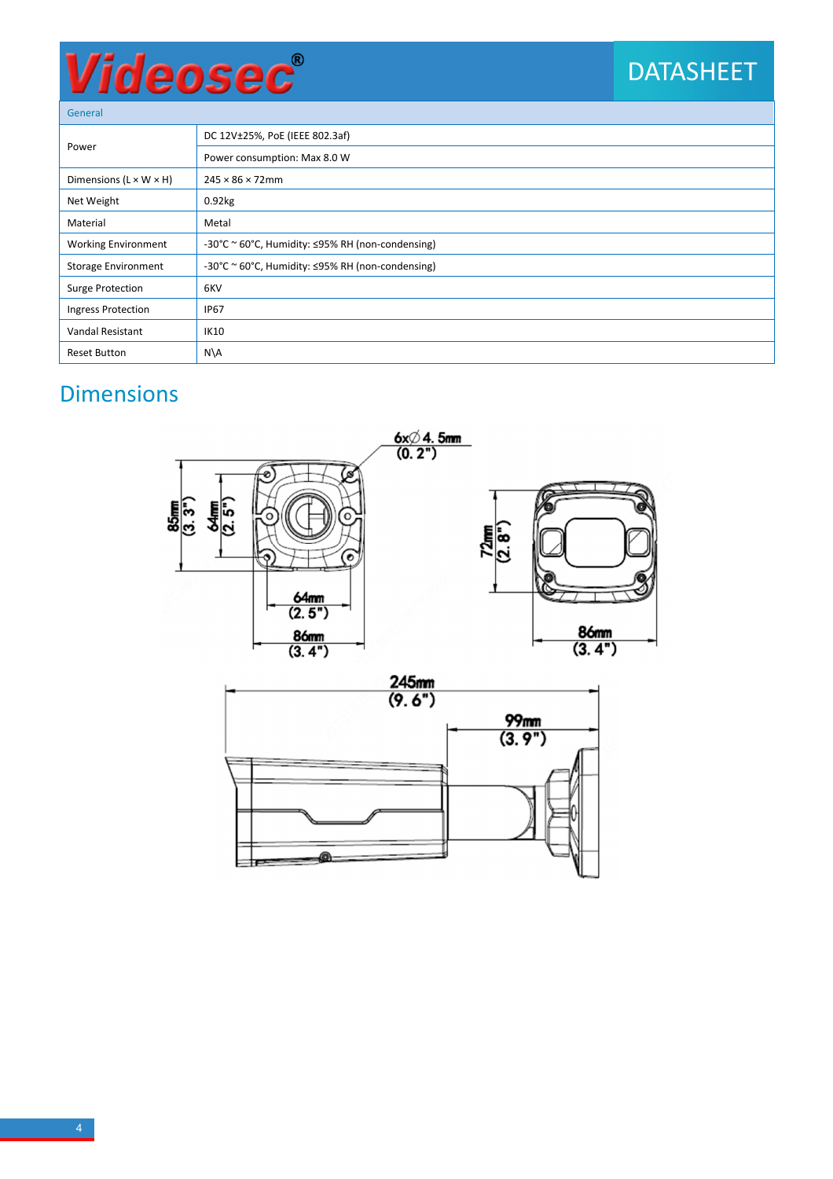| General | |
|---|---|
| Power | DC 12V±25%, PoE (IEEE 802.3af) |
| | Power consumption: Max 8.0 W |
| Dimensions (L × W × H) | 245 × 86 × 72mm |
| Net Weight | 0.92kg |
| Material | Metal |
| Working Environment | -30°C ~ 60°C, Humidity: ≤95% RH (non-condensing) |
| Storage Environment | -30°C ~ 60°C, Humidity: ≤95% RH (non-condensing) |
| Surge Protection | 6KV |
| Ingress Protection | IP67 |
| Vandal Resistant | IK10 |
| Reset Button | N\A |

## Dimensions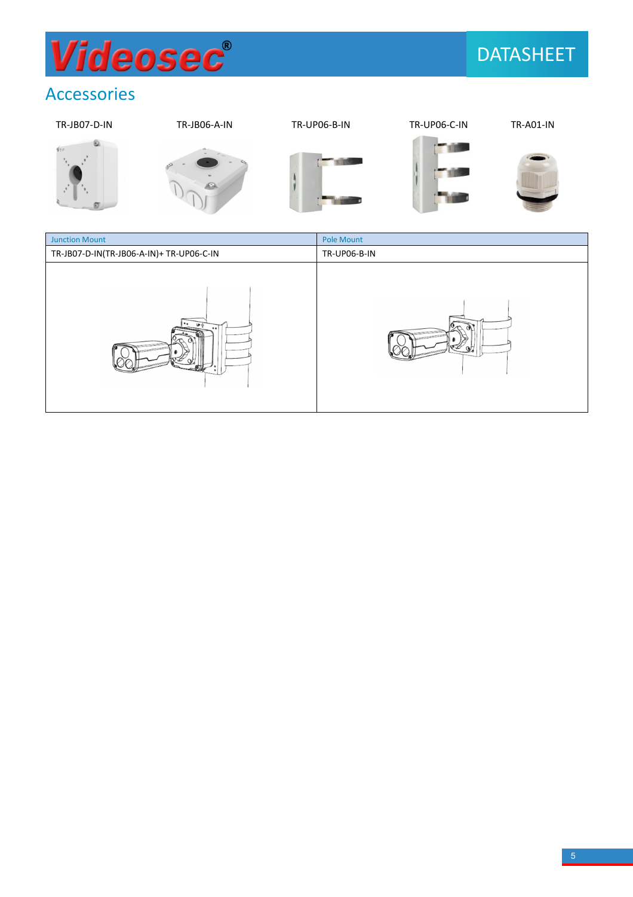## Accessories

TR-JB07-D-IN TR-JB06-A-IN TR-UP06-B-IN TR-UP06-C-IN TR-A01-IN

| Junction Mount | Pole Mount |
|---|---|
| TR-JB07-D-IN(TR-JB06-A-IN)+ TR-UP06-C-IN | TR-UP06-B-IN |
| | |